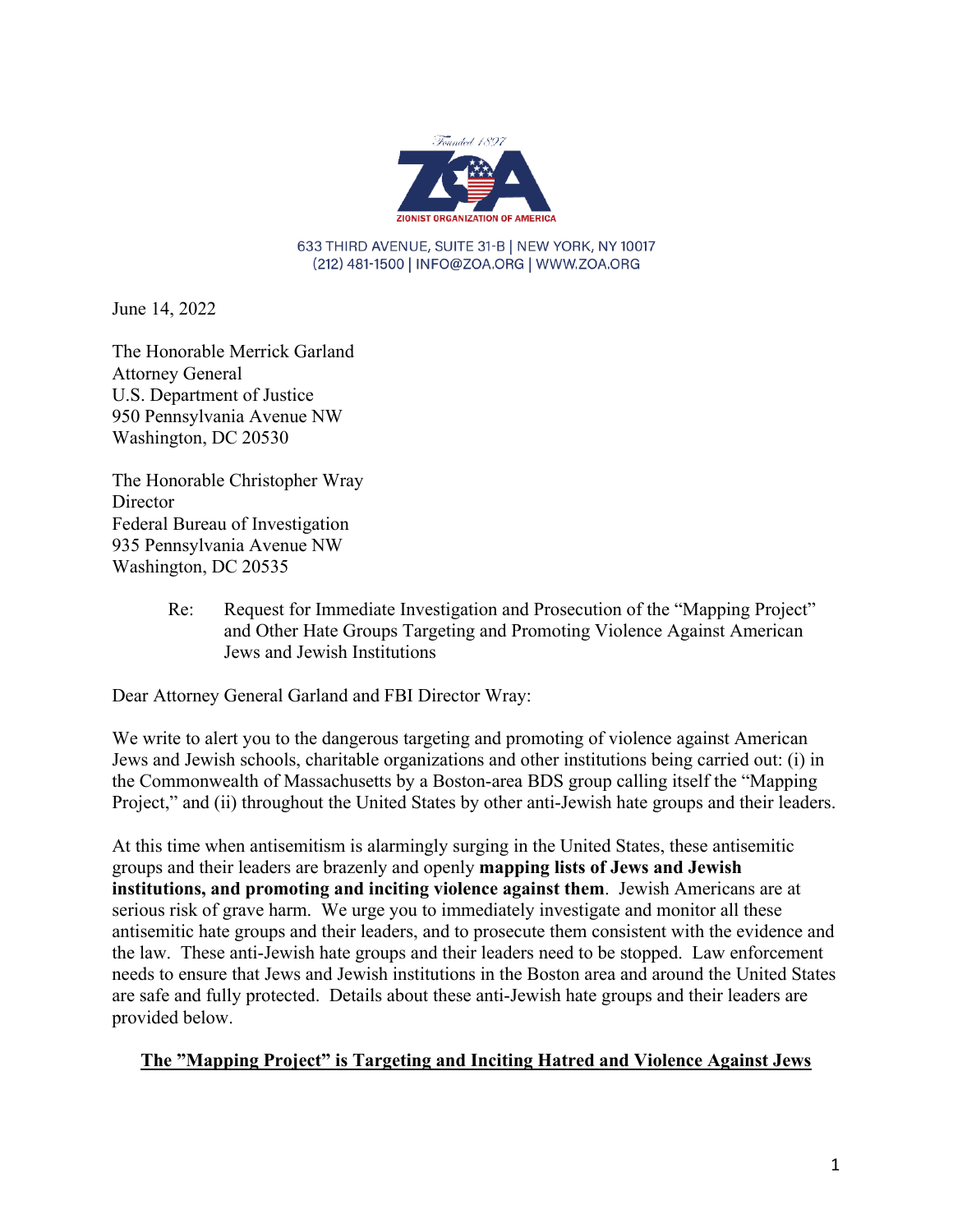Founded 1897

ZOA

ZIONIST ORGANIZATION OF AMERICA

633 THIRD AVENUE, SUITE 31-B | NEW YORK, NY 10017
(212) 481-1500 | INFO@ZOA.ORG | WWW.ZOA.ORG

June 14, 2022

The Honorable Merrick Garland
Attorney General
U.S. Department of Justice
950 Pennsylvania Avenue NW
Washington, DC 20530

The Honorable Christopher Wray
Director
Federal Bureau of Investigation
935 Pennsylvania Avenue NW
Washington, DC 20535

Re: Request for Immediate Investigation and Prosecution of the "Mapping Project" and Other Hate Groups Targeting and Promoting Violence Against American Jews and Jewish Institutions

Dear Attorney General Garland and FBI Director Wray:

We write to alert you to the dangerous targeting and promoting of violence against American Jews and Jewish schools, charitable organizations and other institutions being carried out: (i) in the Commonwealth of Massachusetts by a Boston-area BDS group calling itself the "Mapping Project," and (ii) throughout the United States by other anti-Jewish hate groups and their leaders.

At this time when antisemitism is alarmingly surging in the United States, these antisemitic groups and their leaders are brazenly and openly **mapping lists of Jews and Jewish institutions, and promoting and inciting violence against them**. Jewish Americans are at serious risk of grave harm. We urge you to immediately investigate and monitor all these antisemitic hate groups and their leaders, and to prosecute them consistent with the evidence and the law. These anti-Jewish hate groups and their leaders need to be stopped. Law enforcement needs to ensure that Jews and Jewish institutions in the Boston area and around the United States are safe and fully protected. Details about these anti-Jewish hate groups and their leaders are provided below.

**<u>The "Mapping Project" is Targeting and Inciting Hatred and Violence Against Jews</u>**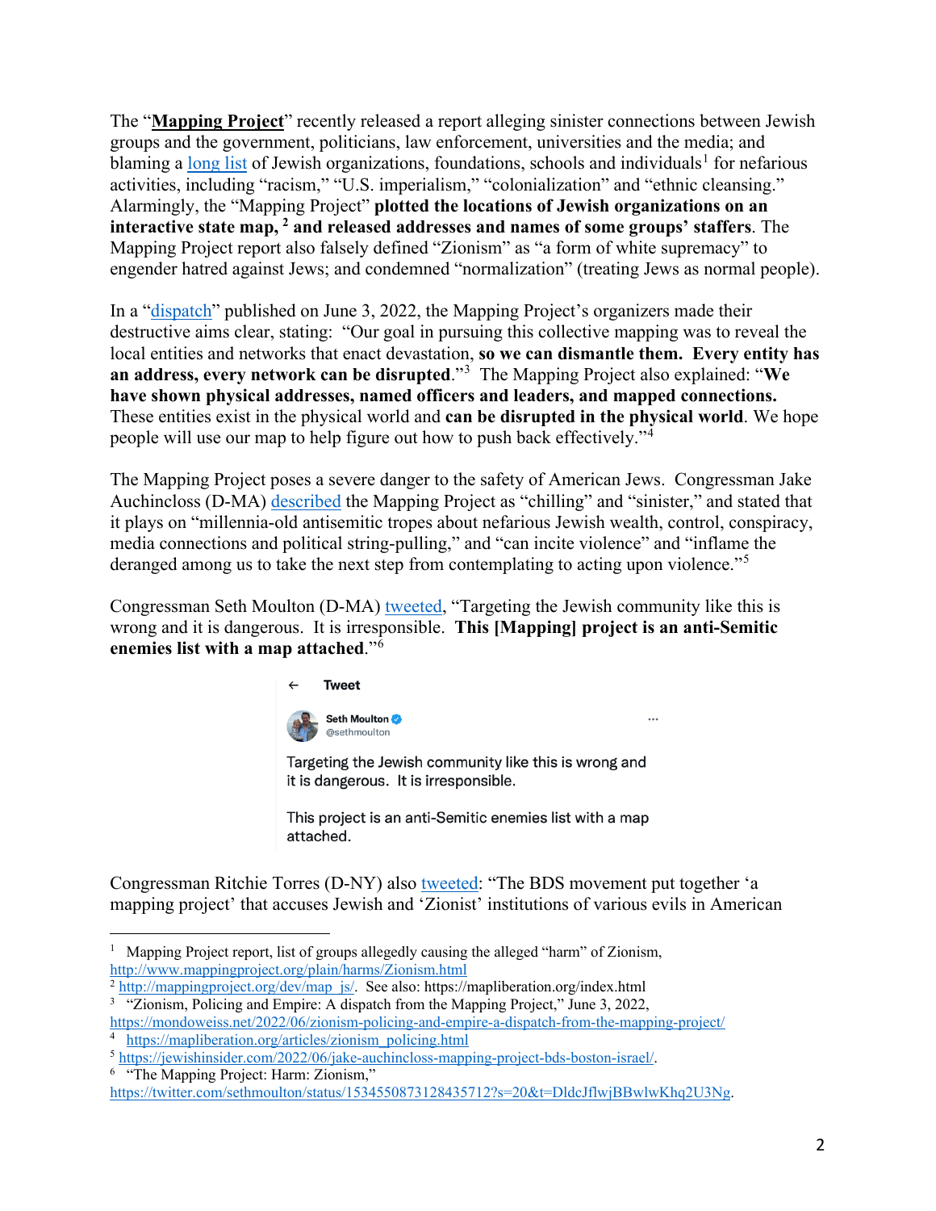The "**Mapping Project**" recently released a report alleging sinister connections between Jewish groups and the government, politicians, law enforcement, universities and the media; and blaming a long list of Jewish organizations, foundations, schools and individuals[1] for nefarious activities, including "racism," "U.S. imperialism," "colonialization" and "ethnic cleansing." Alarmingly, the "Mapping Project" **plotted the locations of Jewish organizations on an interactive state map,** [2] **and released addresses and names of some groups' staffers**. The Mapping Project report also falsely defined "Zionism" as "a form of white supremacy" to engender hatred against Jews; and condemned "normalization" (treating Jews as normal people).

In a "dispatch" published on June 3, 2022, the Mapping Project's organizers made their destructive aims clear, stating: "Our goal in pursuing this collective mapping was to reveal the local entities and networks that enact devastation, **so we can dismantle them. Every entity has an address, every network can be disrupted**."[3] The Mapping Project also explained: "**We have shown physical addresses, named officers and leaders, and mapped connections.** These entities exist in the physical world and **can be disrupted in the physical world**. We hope people will use our map to help figure out how to push back effectively."[4]

The Mapping Project poses a severe danger to the safety of American Jews. Congressman Jake Auchincloss (D-MA) described the Mapping Project as "chilling" and "sinister," and stated that it plays on "millennia-old antisemitic tropes about nefarious Jewish wealth, control, conspiracy, media connections and political string-pulling," and "can incite violence" and "inflame the deranged among us to take the next step from contemplating to acting upon violence."[5]

Congressman Seth Moulton (D-MA) tweeted, "Targeting the Jewish community like this is wrong and it is dangerous. It is irresponsible. **This [Mapping] project is an anti-Semitic enemies list with a map attached**."[6]

> **Tweet**
>
> **Seth Moulton** @sethmoulton
>
> Targeting the Jewish community like this is wrong and it is dangerous. It is irresponsible.
>
> This project is an anti-Semitic enemies list with a map attached.

Congressman Ritchie Torres (D-NY) also tweeted: "The BDS movement put together 'a mapping project' that accuses Jewish and 'Zionist' institutions of various evils in American

---

[1] Mapping Project report, list of groups allegedly causing the alleged "harm" of Zionism, http://www.mappingproject.org/plain/harms/Zionism.html

[2] http://mappingproject.org/dev/map_js/. See also: https://mapliberation.org/index.html

[3] "Zionism, Policing and Empire: A dispatch from the Mapping Project," June 3, 2022, https://mondoweiss.net/2022/06/zionism-policing-and-empire-a-dispatch-from-the-mapping-project/

[4] https://mapliberation.org/articles/zionism_policing.html

[5] https://jewishinsider.com/2022/06/jake-auchincloss-mapping-project-bds-boston-israel/.

[6] "The Mapping Project: Harm: Zionism," https://twitter.com/sethmoulton/status/1534550873128435712?s=20&t=DldcJflwjBBwlwKhq2U3Ng.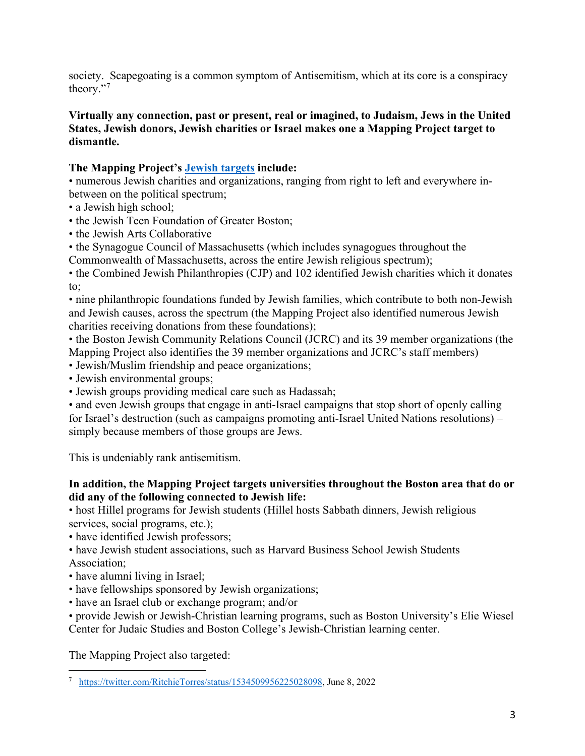society. Scapegoating is a common symptom of Antisemitism, which at its core is a conspiracy theory."[7]

**Virtually any connection, past or present, real or imagined, to Judaism, Jews in the United States, Jewish donors, Jewish charities or Israel makes one a Mapping Project target to dismantle.**

**The Mapping Project's Jewish targets include:**

- numerous Jewish charities and organizations, ranging from right to left and everywhere in-between on the political spectrum;
- a Jewish high school;
- the Jewish Teen Foundation of Greater Boston;
- the Jewish Arts Collaborative
- the Synagogue Council of Massachusetts (which includes synagogues throughout the Commonwealth of Massachusetts, across the entire Jewish religious spectrum);
- the Combined Jewish Philanthropies (CJP) and 102 identified Jewish charities which it donates to;
- nine philanthropic foundations funded by Jewish families, which contribute to both non-Jewish and Jewish causes, across the spectrum (the Mapping Project also identified numerous Jewish charities receiving donations from these foundations);
- the Boston Jewish Community Relations Council (JCRC) and its 39 member organizations (the Mapping Project also identifies the 39 member organizations and JCRC's staff members)
- Jewish/Muslim friendship and peace organizations;
- Jewish environmental groups;
- Jewish groups providing medical care such as Hadassah;
- and even Jewish groups that engage in anti-Israel campaigns that stop short of openly calling for Israel's destruction (such as campaigns promoting anti-Israel United Nations resolutions) – simply because members of those groups are Jews.

This is undeniably rank antisemitism.

**In addition, the Mapping Project targets universities throughout the Boston area that do or did any of the following connected to Jewish life:**

- host Hillel programs for Jewish students (Hillel hosts Sabbath dinners, Jewish religious services, social programs, etc.);
- have identified Jewish professors;
- have Jewish student associations, such as Harvard Business School Jewish Students Association;
- have alumni living in Israel;
- have fellowships sponsored by Jewish organizations;
- have an Israel club or exchange program; and/or
- provide Jewish or Jewish-Christian learning programs, such as Boston University's Elie Wiesel Center for Judaic Studies and Boston College's Jewish-Christian learning center.

The Mapping Project also targeted:

---

[7] https://twitter.com/RitchieTorres/status/1534509956225028098, June 8, 2022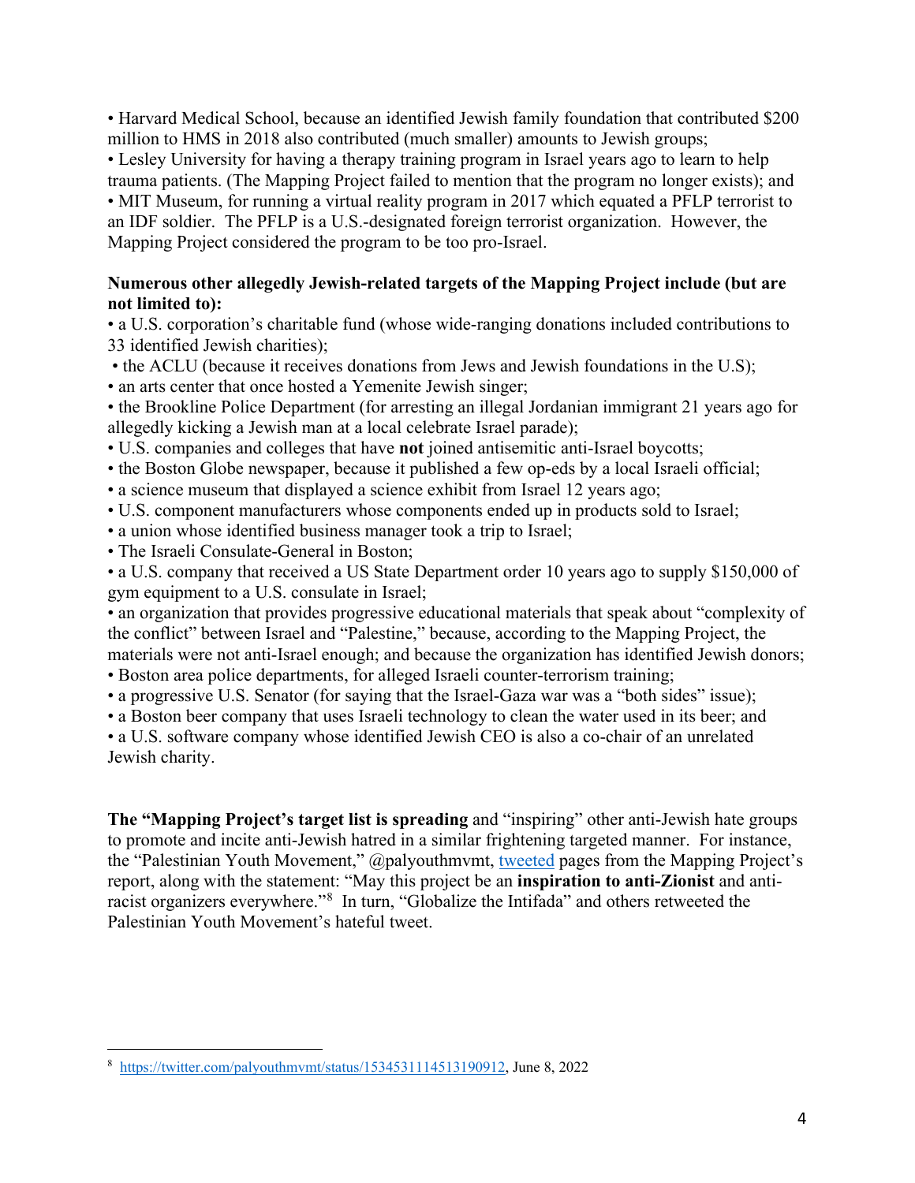• Harvard Medical School, because an identified Jewish family foundation that contributed $200 million to HMS in 2018 also contributed (much smaller) amounts to Jewish groups;
• Lesley University for having a therapy training program in Israel years ago to learn to help trauma patients. (The Mapping Project failed to mention that the program no longer exists); and
• MIT Museum, for running a virtual reality program in 2017 which equated a PFLP terrorist to an IDF soldier. The PFLP is a U.S.-designated foreign terrorist organization. However, the Mapping Project considered the program to be too pro-Israel.

**Numerous other allegedly Jewish-related targets of the Mapping Project include (but are not limited to):**

• a U.S. corporation's charitable fund (whose wide-ranging donations included contributions to 33 identified Jewish charities);
• the ACLU (because it receives donations from Jews and Jewish foundations in the U.S);
• an arts center that once hosted a Yemenite Jewish singer;
• the Brookline Police Department (for arresting an illegal Jordanian immigrant 21 years ago for allegedly kicking a Jewish man at a local celebrate Israel parade);
• U.S. companies and colleges that have **not** joined antisemitic anti-Israel boycotts;
• the Boston Globe newspaper, because it published a few op-eds by a local Israeli official;
• a science museum that displayed a science exhibit from Israel 12 years ago;
• U.S. component manufacturers whose components ended up in products sold to Israel;
• a union whose identified business manager took a trip to Israel;
• The Israeli Consulate-General in Boston;
• a U.S. company that received a US State Department order 10 years ago to supply $150,000 of gym equipment to a U.S. consulate in Israel;
• an organization that provides progressive educational materials that speak about "complexity of the conflict" between Israel and "Palestine," because, according to the Mapping Project, the materials were not anti-Israel enough; and because the organization has identified Jewish donors;
• Boston area police departments, for alleged Israeli counter-terrorism training;
• a progressive U.S. Senator (for saying that the Israel-Gaza war was a "both sides" issue);
• a Boston beer company that uses Israeli technology to clean the water used in its beer; and
• a U.S. software company whose identified Jewish CEO is also a co-chair of an unrelated Jewish charity.

**The "Mapping Project's target list is spreading** and "inspiring" other anti-Jewish hate groups to promote and incite anti-Jewish hatred in a similar frightening targeted manner. For instance, the "Palestinian Youth Movement," @palyouthmvmt, tweeted pages from the Mapping Project's report, along with the statement: "May this project be an **inspiration to anti-Zionist** and anti-racist organizers everywhere."[8] In turn, "Globalize the Intifada" and others retweeted the Palestinian Youth Movement's hateful tweet.

---

[8] https://twitter.com/palyouthmvmt/status/1534531114513190912, June 8, 2022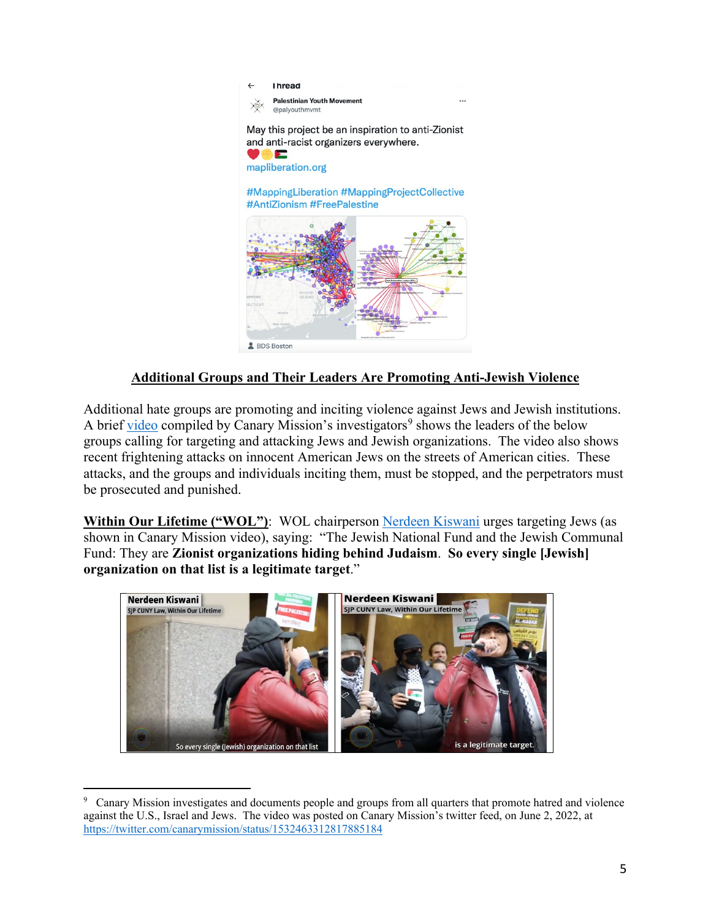Thread

Palestinian Youth Movement
@palyouthmvmt

May this project be an inspiration to anti-Zionist and anti-racist organizers everywhere.
❤️✊🇵🇸
mapliberation.org

#MappingLiberation #MappingProjectCollective #AntiZionism #FreePalestine

BDS Boston

## Additional Groups and Their Leaders Are Promoting Anti-Jewish Violence

Additional hate groups are promoting and inciting violence against Jews and Jewish institutions. A brief video compiled by Canary Mission's investigators[9] shows the leaders of the below groups calling for targeting and attacking Jews and Jewish organizations. The video also shows recent frightening attacks on innocent American Jews on the streets of American cities. These attacks, and the groups and individuals inciting them, must be stopped, and the perpetrators must be prosecuted and punished.

**Within Our Lifetime ("WOL")**: WOL chairperson Nerdeen Kiswani urges targeting Jews (as shown in Canary Mission video), saying: "The Jewish National Fund and the Jewish Communal Fund: They are **Zionist organizations hiding behind Judaism**. **So every single [Jewish] organization on that list is a legitimate target**."

Nerdeen Kiswani
SJP CUNY Law, Within Our Lifetime
So every single (Jewish) organization on that list

Nerdeen Kiswani
SJP CUNY Law, Within Our Lifetime
is a legitimate target.

[9] Canary Mission investigates and documents people and groups from all quarters that promote hatred and violence against the U.S., Israel and Jews. The video was posted on Canary Mission's twitter feed, on June 2, 2022, at https://twitter.com/canarymission/status/1532463312817885184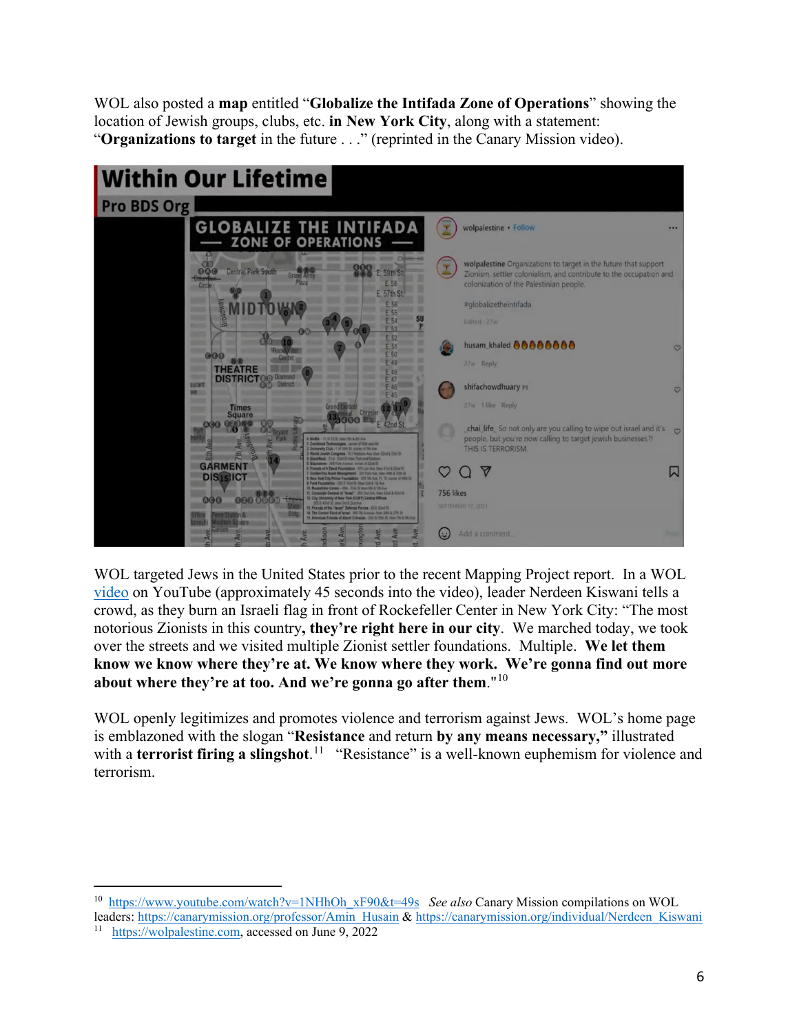WOL also posted a **map** entitled "**Globalize the Intifada Zone of Operations**" showing the location of Jewish groups, clubs, etc. **in New York City**, along with a statement: "**Organizations to target** in the future . . ." (reprinted in the Canary Mission video).

WOL targeted Jews in the United States prior to the recent Mapping Project report. In a WOL video on YouTube (approximately 45 seconds into the video), leader Nerdeen Kiswani tells a crowd, as they burn an Israeli flag in front of Rockefeller Center in New York City: "The most notorious Zionists in this country**, they're right here in our city**. We marched today, we took over the streets and we visited multiple Zionist settler foundations. Multiple. **We let them know we know where they're at. We know where they work. We're gonna find out more about where they're at too. And we're gonna go after them**."[10]

WOL openly legitimizes and promotes violence and terrorism against Jews. WOL's home page is emblazoned with the slogan "**Resistance** and return **by any means necessary,"** illustrated with a **terrorist firing a slingshot**.[11] "Resistance" is a well-known euphemism for violence and terrorism.

---

[10] https://www.youtube.com/watch?v=1NHhOh_xF90&t=49s *See also* Canary Mission compilations on WOL leaders: https://canarymission.org/professor/Amin_Husain & https://canarymission.org/individual/Nerdeen_Kiswani

[11] https://wolpalestine.com, accessed on June 9, 2022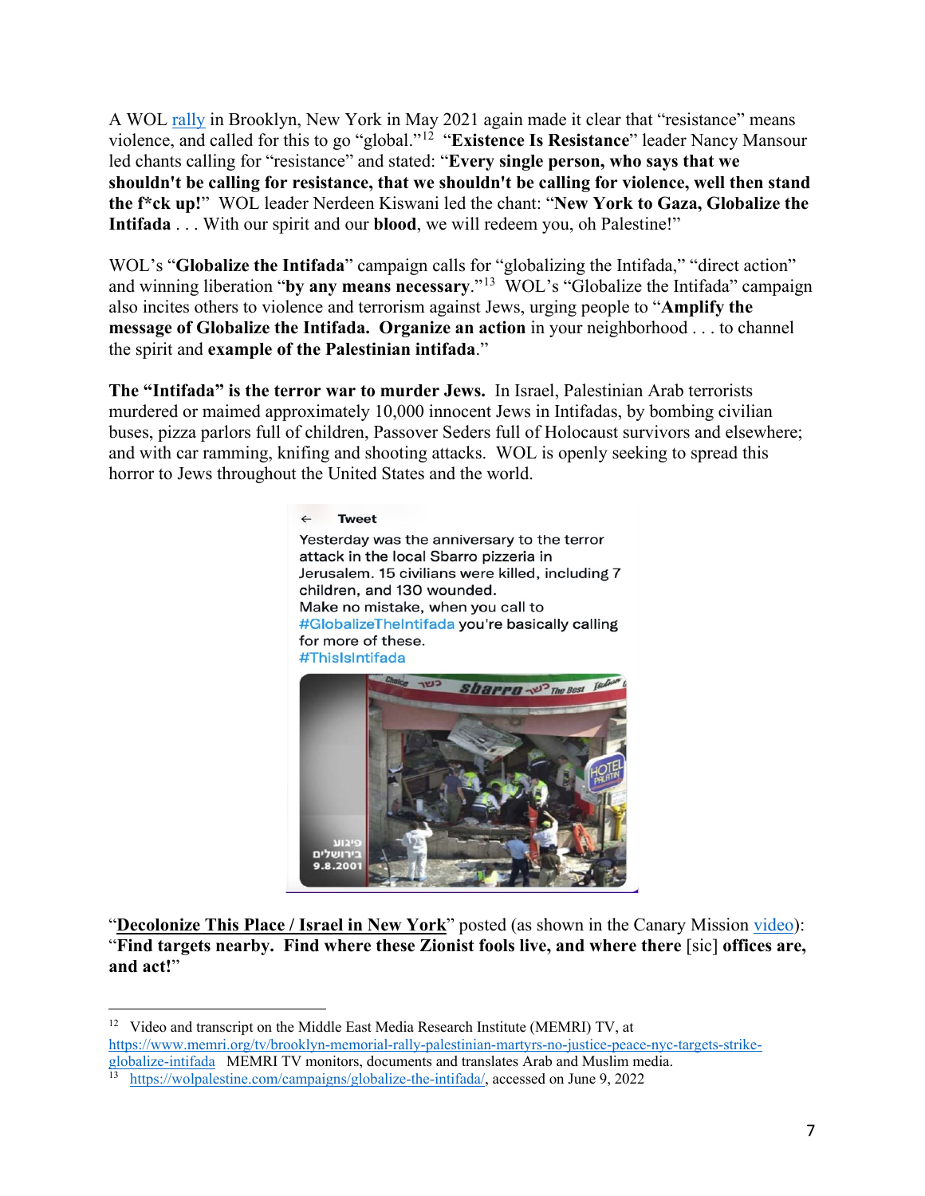A WOL rally in Brooklyn, New York in May 2021 again made it clear that "resistance" means violence, and called for this to go "global."[12] "**Existence Is Resistance**" leader Nancy Mansour led chants calling for "resistance" and stated: "**Every single person, who says that we shouldn't be calling for resistance, that we shouldn't be calling for violence, well then stand the f*ck up!**" WOL leader Nerdeen Kiswani led the chant: "**New York to Gaza, Globalize the Intifada** . . . With our spirit and our **blood**, we will redeem you, oh Palestine!"

WOL's "**Globalize the Intifada**" campaign calls for "globalizing the Intifada," "direct action" and winning liberation "**by any means necessary**."[13] WOL's "Globalize the Intifada" campaign also incites others to violence and terrorism against Jews, urging people to "**Amplify the message of Globalize the Intifada. Organize an action** in your neighborhood . . . to channel the spirit and **example of the Palestinian intifada**."

**The "Intifada" is the terror war to murder Jews.** In Israel, Palestinian Arab terrorists murdered or maimed approximately 10,000 innocent Jews in Intifadas, by bombing civilian buses, pizza parlors full of children, Passover Seders full of Holocaust survivors and elsewhere; and with car ramming, knifing and shooting attacks. WOL is openly seeking to spread this horror to Jews throughout the United States and the world.

Tweet

Yesterday was the anniversary to the terror attack in the local Sbarro pizzeria in Jerusalem. 15 civilians were killed, including 7 children, and 130 wounded.
Make no mistake, when you call to #GlobalizeTheIntifada you're basically calling for more of these.
#ThisIsIntifada

"**Decolonize This Place / Israel in New York**" posted (as shown in the Canary Mission video): "**Find targets nearby. Find where these Zionist fools live, and where there** [sic] **offices are, and act!**"

---

[12] Video and transcript on the Middle East Media Research Institute (MEMRI) TV, at https://www.memri.org/tv/brooklyn-memorial-rally-palestinian-martyrs-no-justice-peace-nyc-targets-strike-globalize-intifada MEMRI TV monitors, documents and translates Arab and Muslim media.

[13] https://wolpalestine.com/campaigns/globalize-the-intifada/, accessed on June 9, 2022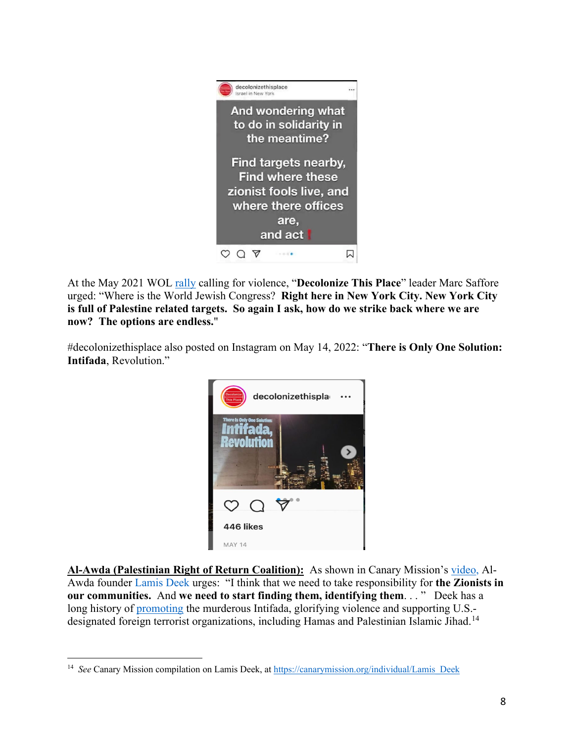At the May 2021 WOL rally calling for violence, "**Decolonize This Place**" leader Marc Saffore urged: "Where is the World Jewish Congress? **Right here in New York City. New York City is full of Palestine related targets. So again I ask, how do we strike back where we are now? The options are endless.**"

#decolonizethisplace also posted on Instagram on May 14, 2022: "**There is Only One Solution: Intifada**, Revolution."

**Al-Awda (Palestinian Right of Return Coalition):** As shown in Canary Mission's video, Al-Awda founder Lamis Deek urges: "I think that we need to take responsibility for **the Zionists in our communities.** And **we need to start finding them, identifying them**. . . " Deek has a long history of promoting the murderous Intifada, glorifying violence and supporting U.S.-designated foreign terrorist organizations, including Hamas and Palestinian Islamic Jihad.[14]

---

[14] *See* Canary Mission compilation on Lamis Deek, at https://canarymission.org/individual/Lamis_Deek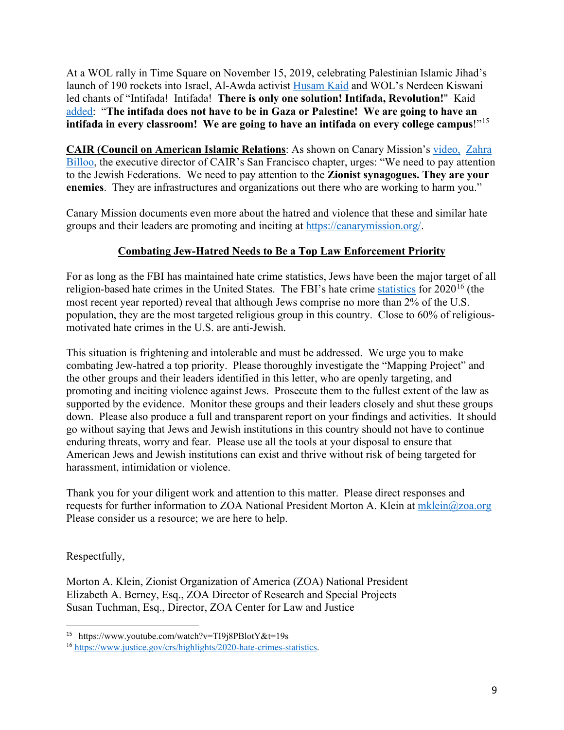At a WOL rally in Time Square on November 15, 2019, celebrating Palestinian Islamic Jihad's launch of 190 rockets into Israel, Al-Awda activist Husam Kaid and WOL's Nerdeen Kiswani led chants of "Intifada! Intifada! **There is only one solution! Intifada, Revolution!**" Kaid added: "**The intifada does not have to be in Gaza or Palestine! We are going to have an intifada in every classroom! We are going to have an intifada on every college campus**!"[15]

**CAIR (Council on American Islamic Relations**: As shown on Canary Mission's video, Zahra Billoo, the executive director of CAIR's San Francisco chapter, urges: "We need to pay attention to the Jewish Federations. We need to pay attention to the **Zionist synagogues. They are your enemies**. They are infrastructures and organizations out there who are working to harm you."

Canary Mission documents even more about the hatred and violence that these and similar hate groups and their leaders are promoting and inciting at https://canarymission.org/.

## Combating Jew-Hatred Needs to Be a Top Law Enforcement Priority

For as long as the FBI has maintained hate crime statistics, Jews have been the major target of all religion-based hate crimes in the United States. The FBI's hate crime statistics for 2020[16] (the most recent year reported) reveal that although Jews comprise no more than 2% of the U.S. population, they are the most targeted religious group in this country. Close to 60% of religious-motivated hate crimes in the U.S. are anti-Jewish.

This situation is frightening and intolerable and must be addressed. We urge you to make combating Jew-hatred a top priority. Please thoroughly investigate the "Mapping Project" and the other groups and their leaders identified in this letter, who are openly targeting, and promoting and inciting violence against Jews. Prosecute them to the fullest extent of the law as supported by the evidence. Monitor these groups and their leaders closely and shut these groups down. Please also produce a full and transparent report on your findings and activities. It should go without saying that Jews and Jewish institutions in this country should not have to continue enduring threats, worry and fear. Please use all the tools at your disposal to ensure that American Jews and Jewish institutions can exist and thrive without risk of being targeted for harassment, intimidation or violence.

Thank you for your diligent work and attention to this matter. Please direct responses and requests for further information to ZOA National President Morton A. Klein at mklein@zoa.org Please consider us a resource; we are here to help.

Respectfully,

Morton A. Klein, Zionist Organization of America (ZOA) National President
Elizabeth A. Berney, Esq., ZOA Director of Research and Special Projects
Susan Tuchman, Esq., Director, ZOA Center for Law and Justice

---

[15] https://www.youtube.com/watch?v=TI9j8PBlotY&t=19s

[16] https://www.justice.gov/crs/highlights/2020-hate-crimes-statistics.